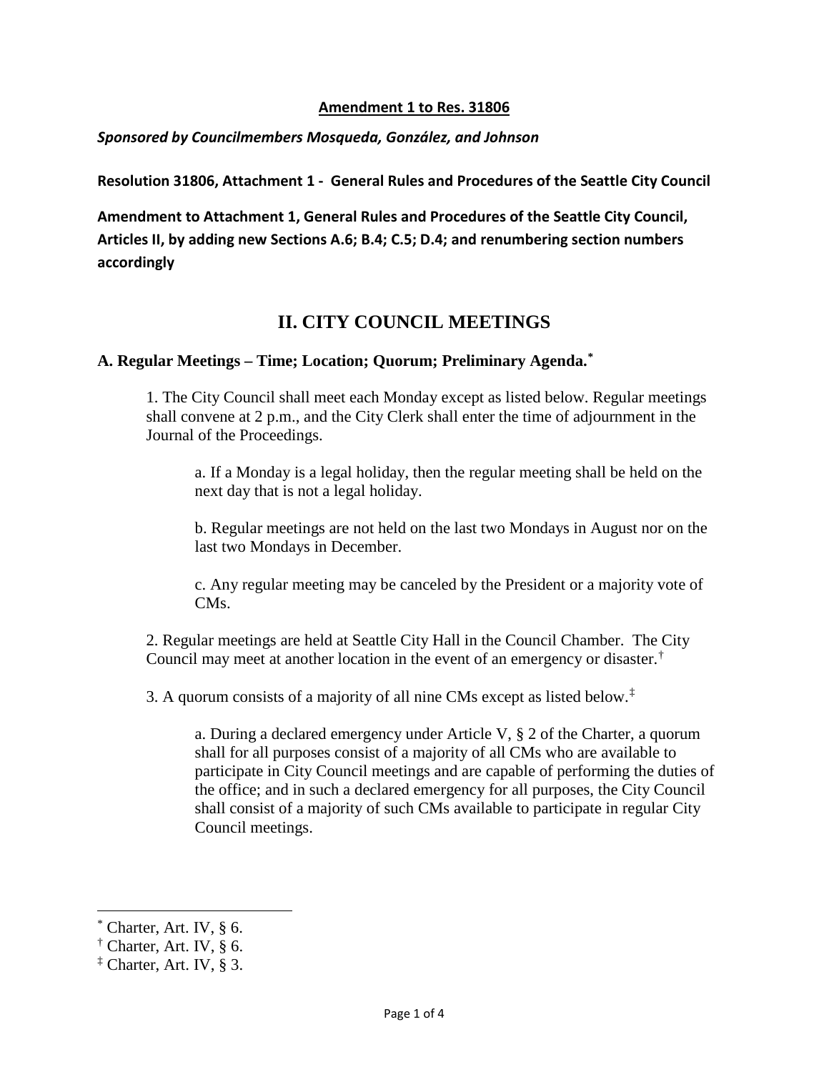**Amendment 1 to Res. 31806**

***Sponsored by Councilmembers Mosqueda, González, and Johnson***

**Resolution 31806, Attachment 1 - General Rules and Procedures of the Seattle City Council**

**Amendment to Attachment 1, General Rules and Procedures of the Seattle City Council, Articles II, by adding new Sections A.6; B.4; C.5; D.4; and renumbering section numbers accordingly**

# II. CITY COUNCIL MEETINGS

## A. Regular Meetings – Time; Location; Quorum; Preliminary Agenda.*

1. The City Council shall meet each Monday except as listed below. Regular meetings shall convene at 2 p.m., and the City Clerk shall enter the time of adjournment in the Journal of the Proceedings.

    a. If a Monday is a legal holiday, then the regular meeting shall be held on the next day that is not a legal holiday.

    b. Regular meetings are not held on the last two Mondays in August nor on the last two Mondays in December.

    c. Any regular meeting may be canceled by the President or a majority vote of CMs.

2. Regular meetings are held at Seattle City Hall in the Council Chamber. The City Council may meet at another location in the event of an emergency or disaster.†

3. A quorum consists of a majority of all nine CMs except as listed below.‡

    a. During a declared emergency under Article V, § 2 of the Charter, a quorum shall for all purposes consist of a majority of all CMs who are available to participate in City Council meetings and are capable of performing the duties of the office; and in such a declared emergency for all purposes, the City Council shall consist of a majority of such CMs available to participate in regular City Council meetings.

---

* Charter, Art. IV, § 6.

† Charter, Art. IV, § 6.

‡ Charter, Art. IV, § 3.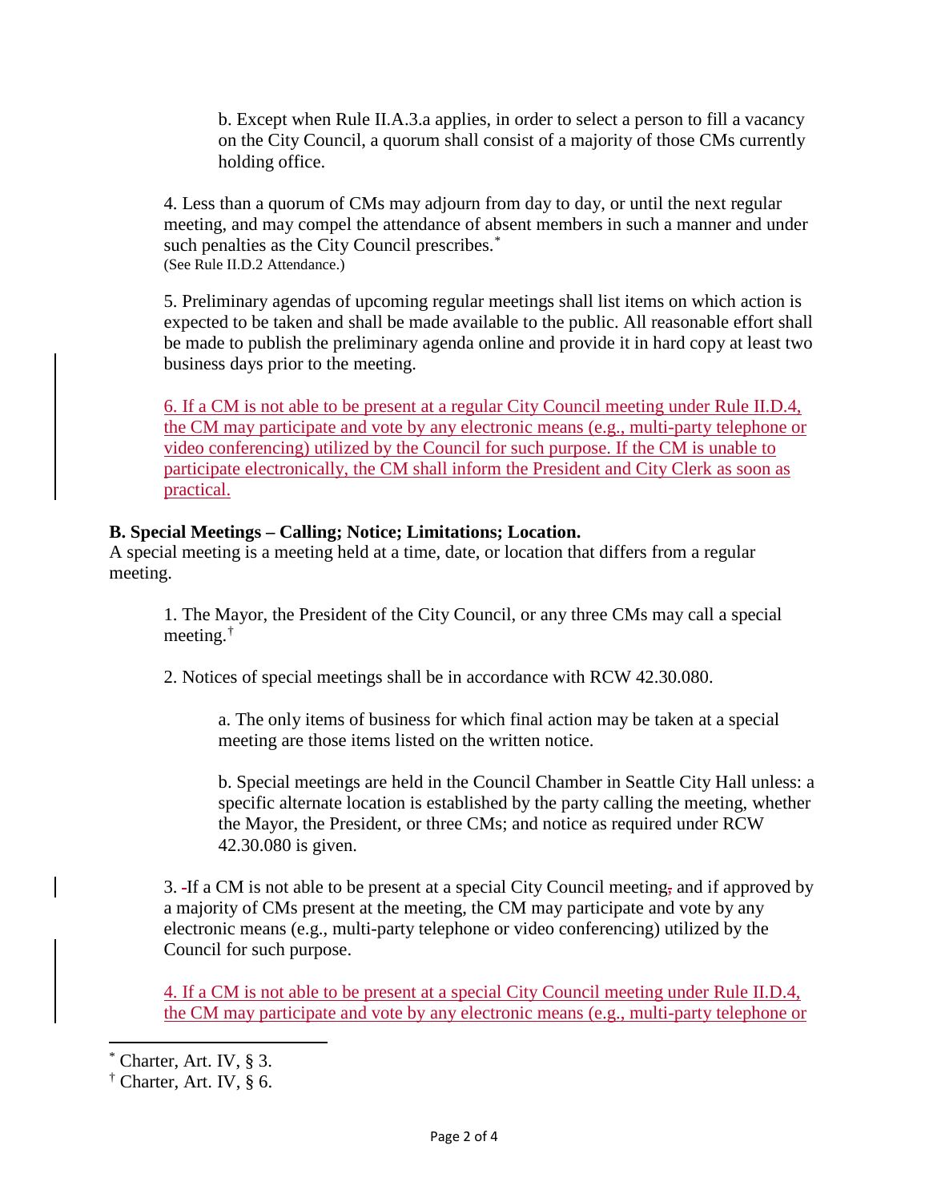b. Except when Rule II.A.3.a applies, in order to select a person to fill a vacancy on the City Council, a quorum shall consist of a majority of those CMs currently holding office.

4. Less than a quorum of CMs may adjourn from day to day, or until the next regular meeting, and may compel the attendance of absent members in such a manner and under such penalties as the City Council prescribes.[*]
(See Rule II.D.2 Attendance.)

5. Preliminary agendas of upcoming regular meetings shall list items on which action is expected to be taken and shall be made available to the public. All reasonable effort shall be made to publish the preliminary agenda online and provide it in hard copy at least two business days prior to the meeting.

6. If a CM is not able to be present at a regular City Council meeting under Rule II.D.4, the CM may participate and vote by any electronic means (e.g., multi-party telephone or video conferencing) utilized by the Council for such purpose. If the CM is unable to participate electronically, the CM shall inform the President and City Clerk as soon as practical.

**B. Special Meetings – Calling; Notice; Limitations; Location.**
A special meeting is a meeting held at a time, date, or location that differs from a regular meeting.

1. The Mayor, the President of the City Council, or any three CMs may call a special meeting.[†]

2. Notices of special meetings shall be in accordance with RCW 42.30.080.

a. The only items of business for which final action may be taken at a special meeting are those items listed on the written notice.

b. Special meetings are held in the Council Chamber in Seattle City Hall unless: a specific alternate location is established by the party calling the meeting, whether the Mayor, the President, or three CMs; and notice as required under RCW 42.30.080 is given.

3. If a CM is not able to be present at a special City Council meeting and if approved by a majority of CMs present at the meeting, the CM may participate and vote by any electronic means (e.g., multi-party telephone or video conferencing) utilized by the Council for such purpose.

4. If a CM is not able to be present at a special City Council meeting under Rule II.D.4, the CM may participate and vote by any electronic means (e.g., multi-party telephone or

[*] Charter, Art. IV, § 3.
[†] Charter, Art. IV, § 6.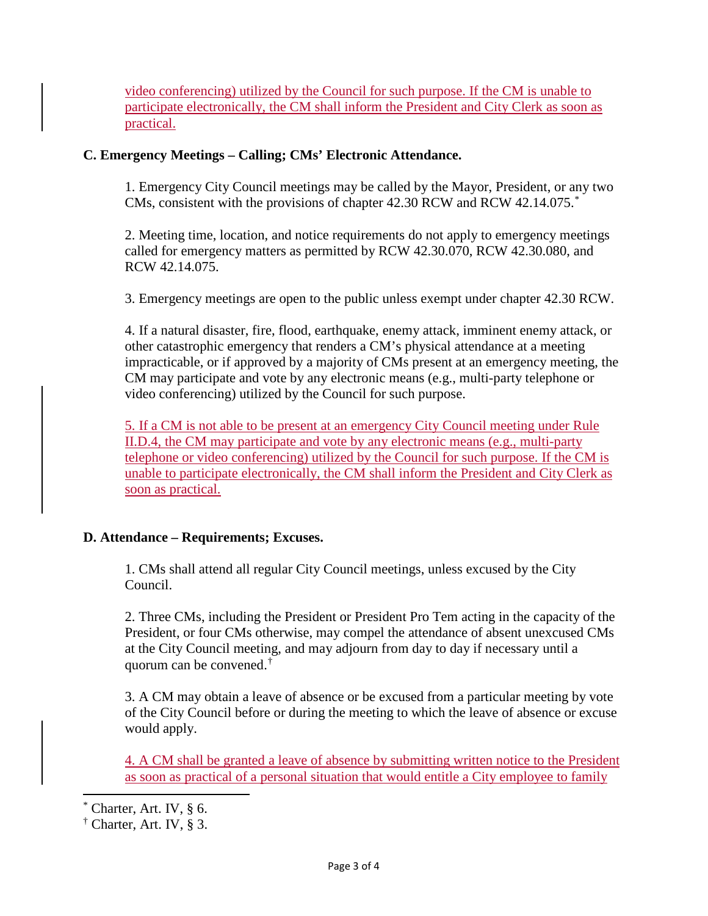video conferencing) utilized by the Council for such purpose. If the CM is unable to participate electronically, the CM shall inform the President and City Clerk as soon as practical.

**C. Emergency Meetings – Calling; CMs' Electronic Attendance.**

1. Emergency City Council meetings may be called by the Mayor, President, or any two CMs, consistent with the provisions of chapter 42.30 RCW and RCW 42.14.075.[*]

2. Meeting time, location, and notice requirements do not apply to emergency meetings called for emergency matters as permitted by RCW 42.30.070, RCW 42.30.080, and RCW 42.14.075.

3. Emergency meetings are open to the public unless exempt under chapter 42.30 RCW.

4. If a natural disaster, fire, flood, earthquake, enemy attack, imminent enemy attack, or other catastrophic emergency that renders a CM's physical attendance at a meeting impracticable, or if approved by a majority of CMs present at an emergency meeting, the CM may participate and vote by any electronic means (e.g., multi-party telephone or video conferencing) utilized by the Council for such purpose.

5. If a CM is not able to be present at an emergency City Council meeting under Rule II.D.4, the CM may participate and vote by any electronic means (e.g., multi-party telephone or video conferencing) utilized by the Council for such purpose. If the CM is unable to participate electronically, the CM shall inform the President and City Clerk as soon as practical.

**D. Attendance – Requirements; Excuses.**

1. CMs shall attend all regular City Council meetings, unless excused by the City Council.

2. Three CMs, including the President or President Pro Tem acting in the capacity of the President, or four CMs otherwise, may compel the attendance of absent unexcused CMs at the City Council meeting, and may adjourn from day to day if necessary until a quorum can be convened.[†]

3. A CM may obtain a leave of absence or be excused from a particular meeting by vote of the City Council before or during the meeting to which the leave of absence or excuse would apply.

4. A CM shall be granted a leave of absence by submitting written notice to the President as soon as practical of a personal situation that would entitle a City employee to family

[*] Charter, Art. IV, § 6.

[†] Charter, Art. IV, § 3.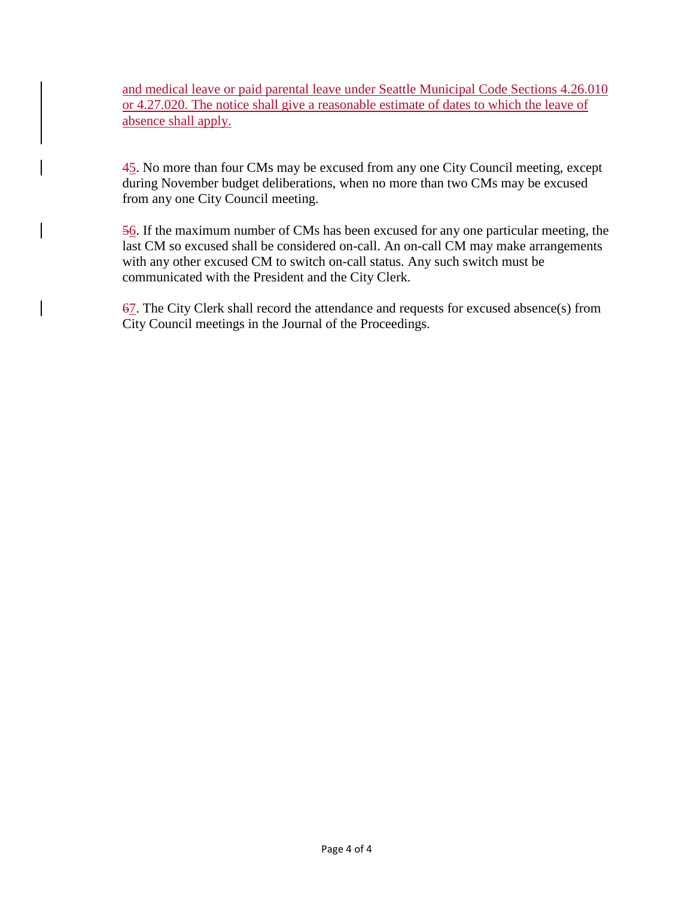and medical leave or paid parental leave under Seattle Municipal Code Sections 4.26.010 or 4.27.020. The notice shall give a reasonable estimate of dates to which the leave of absence shall apply.

~~4~~5. No more than four CMs may be excused from any one City Council meeting, except during November budget deliberations, when no more than two CMs may be excused from any one City Council meeting.

~~5~~6. If the maximum number of CMs has been excused for any one particular meeting, the last CM so excused shall be considered on-call. An on-call CM may make arrangements with any other excused CM to switch on-call status. Any such switch must be communicated with the President and the City Clerk.

~~6~~7. The City Clerk shall record the attendance and requests for excused absence(s) from City Council meetings in the Journal of the Proceedings.